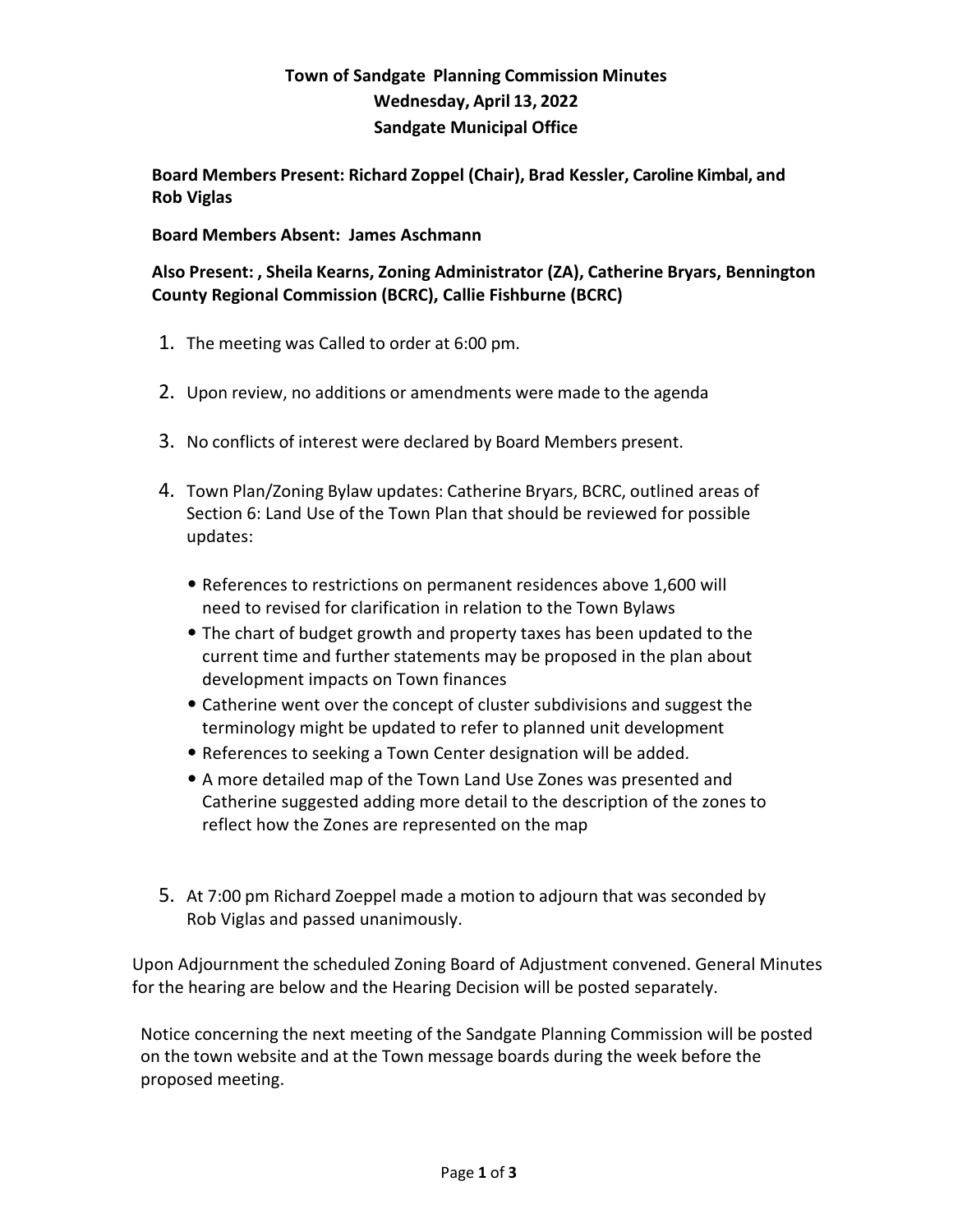# Town of Sandgate Planning Commission Minutes
## Wednesday, April 13, 2022
## Sandgate Municipal Office

**Board Members Present: Richard Zoppel (Chair), Brad Kessler, Caroline Kimbal, and Rob Viglas**

**Board Members Absent: James Aschmann**

**Also Present: , Sheila Kearns, Zoning Administrator (ZA), Catherine Bryars, Bennington County Regional Commission (BCRC), Callie Fishburne (BCRC)**

1. The meeting was Called to order at 6:00 pm.

2. Upon review, no additions or amendments were made to the agenda

3. No conflicts of interest were declared by Board Members present.

4. Town Plan/Zoning Bylaw updates: Catherine Bryars, BCRC, outlined areas of Section 6: Land Use of the Town Plan that should be reviewed for possible updates:

   - References to restrictions on permanent residences above 1,600 will need to revised for clarification in relation to the Town Bylaws
   - The chart of budget growth and property taxes has been updated to the current time and further statements may be proposed in the plan about development impacts on Town finances
   - Catherine went over the concept of cluster subdivisions and suggest the terminology might be updated to refer to planned unit development
   - References to seeking a Town Center designation will be added.
   - A more detailed map of the Town Land Use Zones was presented and Catherine suggested adding more detail to the description of the zones to reflect how the Zones are represented on the map

5. At 7:00 pm Richard Zoeppel made a motion to adjourn that was seconded by Rob Viglas and passed unanimously.

Upon Adjournment the scheduled Zoning Board of Adjustment convened. General Minutes for the hearing are below and the Hearing Decision will be posted separately.

Notice concerning the next meeting of the Sandgate Planning Commission will be posted on the town website and at the Town message boards during the week before the proposed meeting.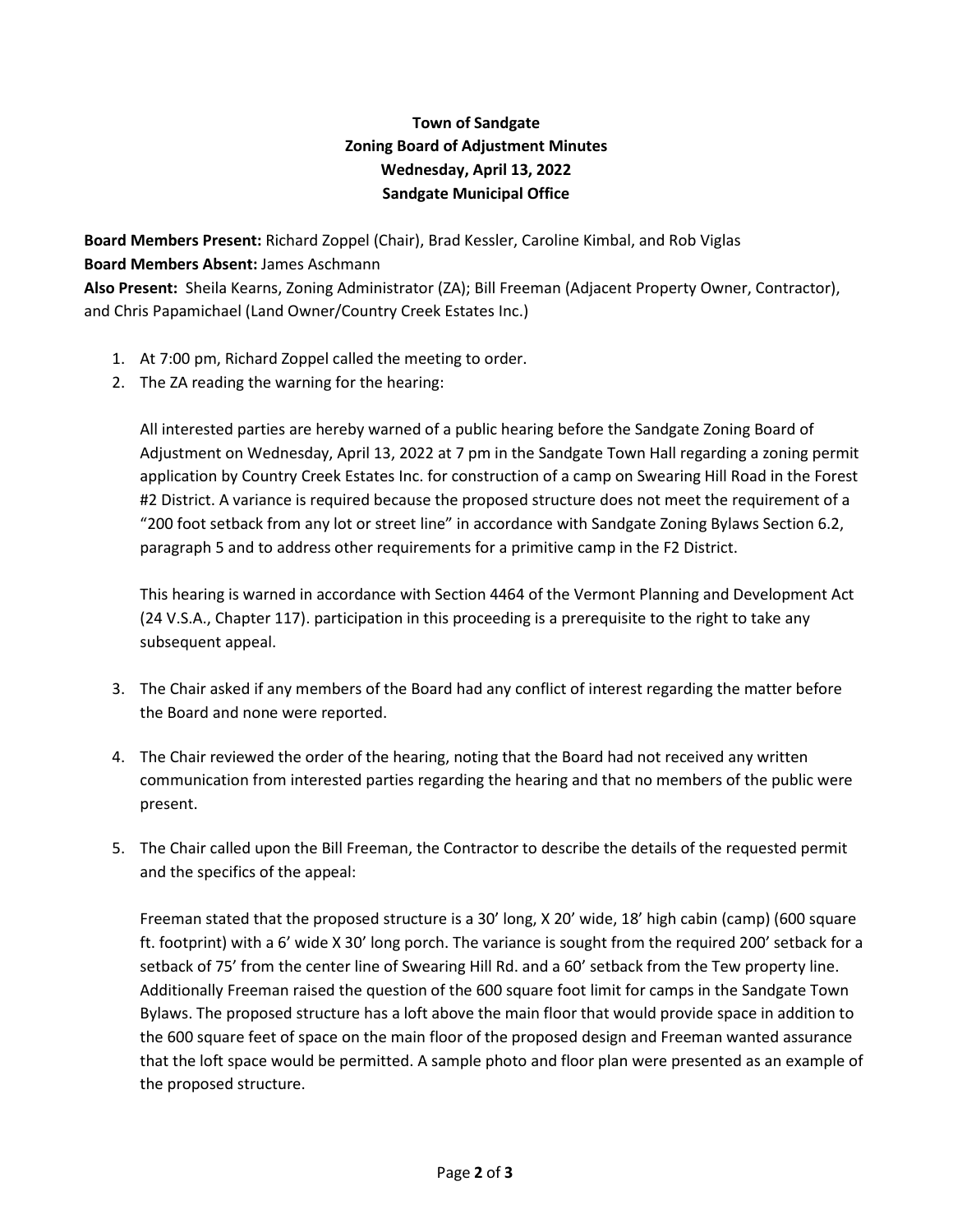**Town of Sandgate**
**Zoning Board of Adjustment Minutes**
**Wednesday, April 13, 2022**
**Sandgate Municipal Office**

**Board Members Present:** Richard Zoppel (Chair), Brad Kessler, Caroline Kimbal, and Rob Viglas
**Board Members Absent:** James Aschmann
**Also Present:** Sheila Kearns, Zoning Administrator (ZA); Bill Freeman (Adjacent Property Owner, Contractor), and Chris Papamichael (Land Owner/Country Creek Estates Inc.)

1. At 7:00 pm, Richard Zoppel called the meeting to order.
2. The ZA reading the warning for the hearing:

   All interested parties are hereby warned of a public hearing before the Sandgate Zoning Board of Adjustment on Wednesday, April 13, 2022 at 7 pm in the Sandgate Town Hall regarding a zoning permit application by Country Creek Estates Inc. for construction of a camp on Swearing Hill Road in the Forest #2 District. A variance is required because the proposed structure does not meet the requirement of a "200 foot setback from any lot or street line" in accordance with Sandgate Zoning Bylaws Section 6.2, paragraph 5 and to address other requirements for a primitive camp in the F2 District.

   This hearing is warned in accordance with Section 4464 of the Vermont Planning and Development Act (24 V.S.A., Chapter 117). participation in this proceeding is a prerequisite to the right to take any subsequent appeal.

3. The Chair asked if any members of the Board had any conflict of interest regarding the matter before the Board and none were reported.

4. The Chair reviewed the order of the hearing, noting that the Board had not received any written communication from interested parties regarding the hearing and that no members of the public were present.

5. The Chair called upon the Bill Freeman, the Contractor to describe the details of the requested permit and the specifics of the appeal:

   Freeman stated that the proposed structure is a 30' long, X 20' wide, 18' high cabin (camp) (600 square ft. footprint) with a 6' wide X 30' long porch. The variance is sought from the required 200' setback for a setback of 75' from the center line of Swearing Hill Rd. and a 60' setback from the Tew property line. Additionally Freeman raised the question of the 600 square foot limit for camps in the Sandgate Town Bylaws. The proposed structure has a loft above the main floor that would provide space in addition to the 600 square feet of space on the main floor of the proposed design and Freeman wanted assurance that the loft space would be permitted. A sample photo and floor plan were presented as an example of the proposed structure.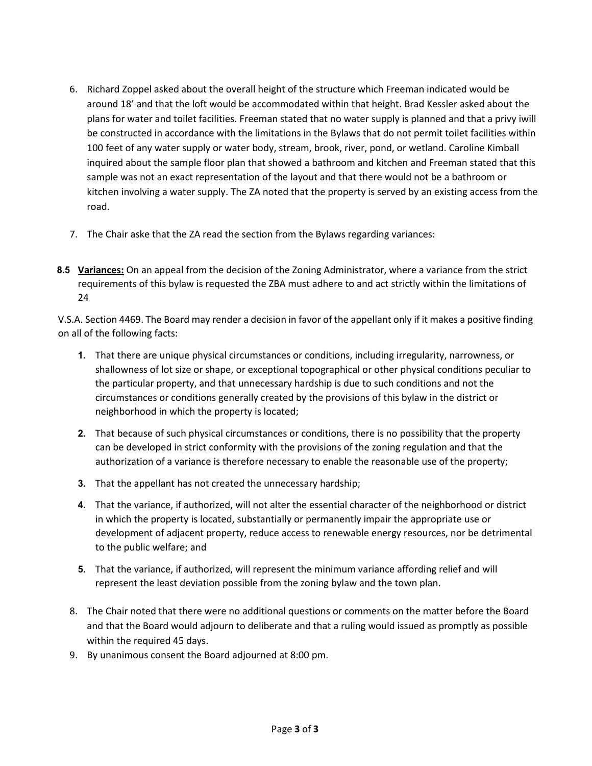6. Richard Zoppel asked about the overall height of the structure which Freeman indicated would be around 18' and that the loft would be accommodated within that height. Brad Kessler asked about the plans for water and toilet facilities. Freeman stated that no water supply is planned and that a privy iwill be constructed in accordance with the limitations in the Bylaws that do not permit toilet facilities within 100 feet of any water supply or water body, stream, brook, river, pond, or wetland. Caroline Kimball inquired about the sample floor plan that showed a bathroom and kitchen and Freeman stated that this sample was not an exact representation of the layout and that there would not be a bathroom or kitchen involving a water supply. The ZA noted that the property is served by an existing access from the road.

7. The Chair aske that the ZA read the section from the Bylaws regarding variances:

**8.5 Variances:** On an appeal from the decision of the Zoning Administrator, where a variance from the strict requirements of this bylaw is requested the ZBA must adhere to and act strictly within the limitations of 24

V.S.A. Section 4469. The Board may render a decision in favor of the appellant only if it makes a positive finding on all of the following facts:

1. That there are unique physical circumstances or conditions, including irregularity, narrowness, or shallowness of lot size or shape, or exceptional topographical or other physical conditions peculiar to the particular property, and that unnecessary hardship is due to such conditions and not the circumstances or conditions generally created by the provisions of this bylaw in the district or neighborhood in which the property is located;
2. That because of such physical circumstances or conditions, there is no possibility that the property can be developed in strict conformity with the provisions of the zoning regulation and that the authorization of a variance is therefore necessary to enable the reasonable use of the property;
3. That the appellant has not created the unnecessary hardship;
4. That the variance, if authorized, will not alter the essential character of the neighborhood or district in which the property is located, substantially or permanently impair the appropriate use or development of adjacent property, reduce access to renewable energy resources, nor be detrimental to the public welfare; and
5. That the variance, if authorized, will represent the minimum variance affording relief and will represent the least deviation possible from the zoning bylaw and the town plan.

8. The Chair noted that there were no additional questions or comments on the matter before the Board and that the Board would adjourn to deliberate and that a ruling would issued as promptly as possible within the required 45 days.
9. By unanimous consent the Board adjourned at 8:00 pm.